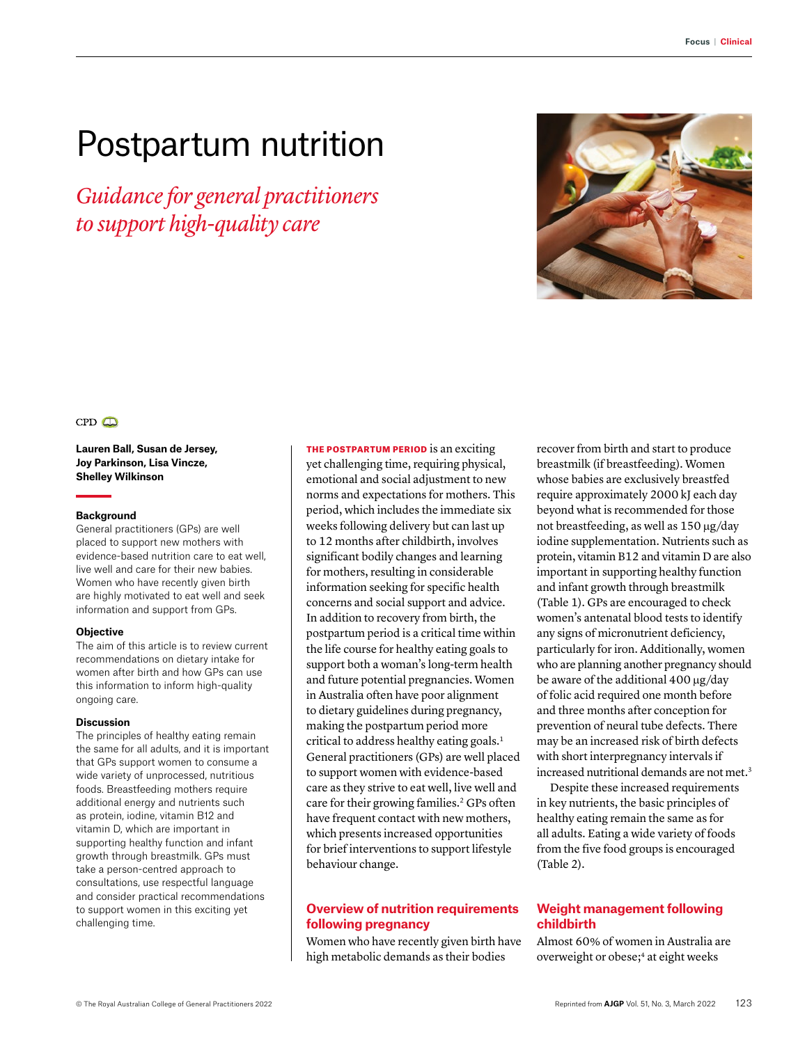# Postpartum nutrition

*Guidance for general practitioners to support high-quality care*

CPD

**Lauren Ball, Susan de Jersey, Joy Parkinson, Lisa Vincze, Shelley Wilkinson**

### Background

General practitioners (GPs) are well placed to support new mothers with evidence-based nutrition care to eat well, live well and care for their new babies. Women who have recently given birth are highly motivated to eat well and seek information and support from GPs.

### Objective

The aim of this article is to review current recommendations on dietary intake for women after birth and how GPs can use this information to inform high-quality ongoing care.

### Discussion

The principles of healthy eating remain the same for all adults, and it is important that GPs support women to consume a wide variety of unprocessed, nutritious foods. Breastfeeding mothers require additional energy and nutrients such as protein, iodine, vitamin B12 and vitamin D, which are important in supporting healthy function and infant growth through breastmilk. GPs must take a person-centred approach to consultations, use respectful language and consider practical recommendations to support women in this exciting yet challenging time.

**THE POSTPARTUM PERIOD** is an exciting yet challenging time, requiring physical, emotional and social adjustment to new norms and expectations for mothers. This period, which includes the immediate six weeks following delivery but can last up to 12 months after childbirth, involves significant bodily changes and learning for mothers, resulting in considerable information seeking for specific health concerns and social support and advice. In addition to recovery from birth, the postpartum period is a critical time within the life course for healthy eating goals to support both a woman's long-term health and future potential pregnancies. Women in Australia often have poor alignment to dietary guidelines during pregnancy, making the postpartum period more critical to address healthy eating goals.[1] General practitioners (GPs) are well placed to support women with evidence-based care as they strive to eat well, live well and care for their growing families.[2] GPs often have frequent contact with new mothers, which presents increased opportunities for brief interventions to support lifestyle behaviour change.

## Overview of nutrition requirements following pregnancy

Women who have recently given birth have high metabolic demands as their bodies recover from birth and start to produce breastmilk (if breastfeeding). Women whose babies are exclusively breastfed require approximately 2000 kJ each day beyond what is recommended for those not breastfeeding, as well as 150 μg/day iodine supplementation. Nutrients such as protein, vitamin B12 and vitamin D are also important in supporting healthy function and infant growth through breastmilk (Table 1). GPs are encouraged to check women's antenatal blood tests to identify any signs of micronutrient deficiency, particularly for iron. Additionally, women who are planning another pregnancy should be aware of the additional 400 μg/day of folic acid required one month before and three months after conception for prevention of neural tube defects. There may be an increased risk of birth defects with short interpregnancy intervals if increased nutritional demands are not met.[3]

Despite these increased requirements in key nutrients, the basic principles of healthy eating remain the same as for all adults. Eating a wide variety of foods from the five food groups is encouraged (Table 2).

## Weight management following childbirth

Almost 60% of women in Australia are overweight or obese;[4] at eight weeks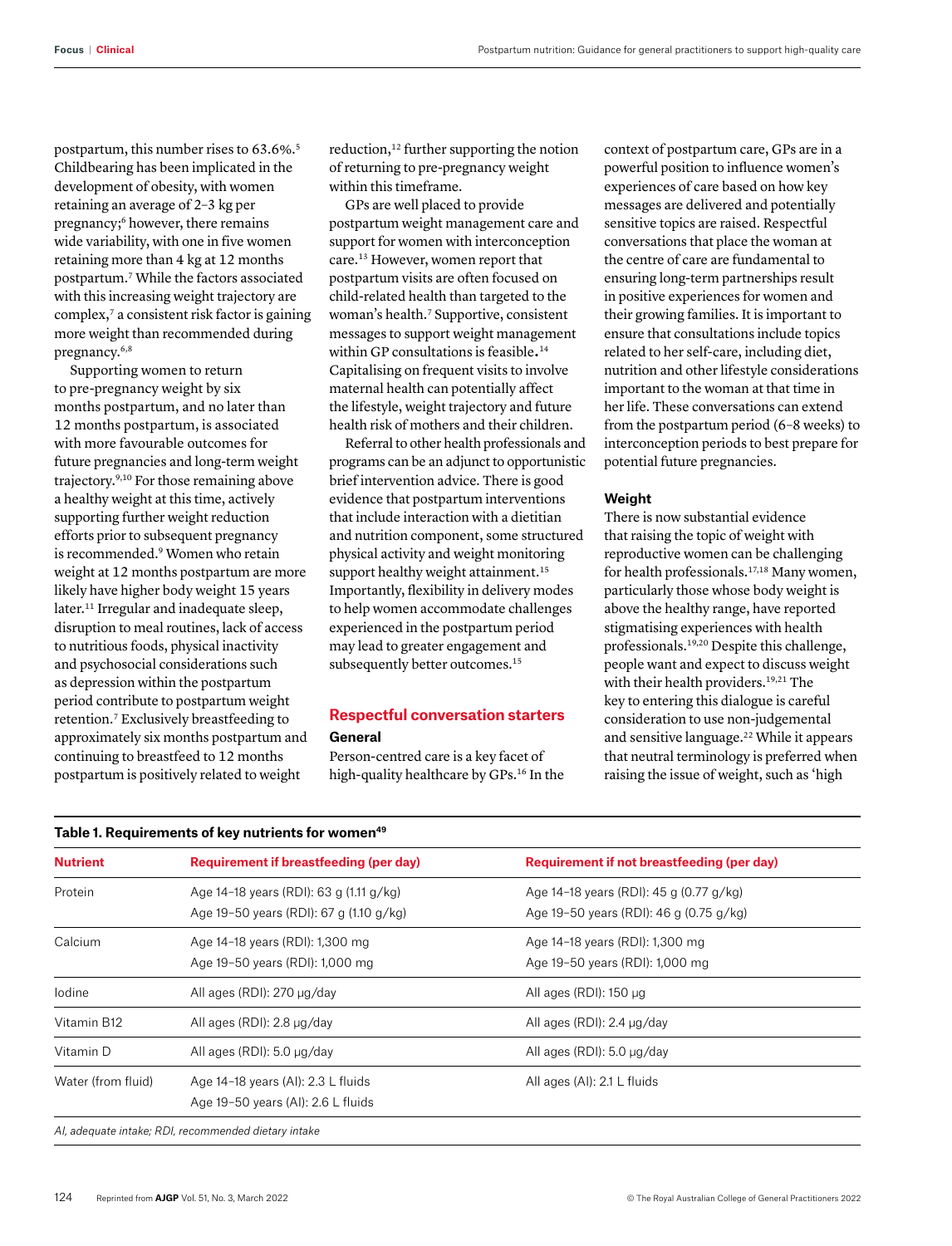postpartum, this number rises to 63.6%.[5] Childbearing has been implicated in the development of obesity, with women retaining an average of 2–3 kg per pregnancy;[6] however, there remains wide variability, with one in five women retaining more than 4 kg at 12 months postpartum.[7] While the factors associated with this increasing weight trajectory are complex,[7] a consistent risk factor is gaining more weight than recommended during pregnancy.[6,8]

Supporting women to return to pre-pregnancy weight by six months postpartum, and no later than 12 months postpartum, is associated with more favourable outcomes for future pregnancies and long-term weight trajectory.[9,10] For those remaining above a healthy weight at this time, actively supporting further weight reduction efforts prior to subsequent pregnancy is recommended.[9] Women who retain weight at 12 months postpartum are more likely have higher body weight 15 years later.[11] Irregular and inadequate sleep, disruption to meal routines, lack of access to nutritious foods, physical inactivity and psychosocial considerations such as depression within the postpartum period contribute to postpartum weight retention.[7] Exclusively breastfeeding to approximately six months postpartum and continuing to breastfeed to 12 months postpartum is positively related to weight reduction,[12] further supporting the notion of returning to pre-pregnancy weight within this timeframe.

GPs are well placed to provide postpartum weight management care and support for women with interconception care.[13] However, women report that postpartum visits are often focused on child-related health than targeted to the woman's health.[7] Supportive, consistent messages to support weight management within GP consultations is feasible.[14] Capitalising on frequent visits to involve maternal health can potentially affect the lifestyle, weight trajectory and future health risk of mothers and their children.

Referral to other health professionals and programs can be an adjunct to opportunistic brief intervention advice. There is good evidence that postpartum interventions that include interaction with a dietitian and nutrition component, some structured physical activity and weight monitoring support healthy weight attainment.[15] Importantly, flexibility in delivery modes to help women accommodate challenges experienced in the postpartum period may lead to greater engagement and subsequently better outcomes.[15]

## Respectful conversation starters

### General

Person-centred care is a key facet of high-quality healthcare by GPs.[16] In the context of postpartum care, GPs are in a powerful position to influence women's experiences of care based on how key messages are delivered and potentially sensitive topics are raised. Respectful conversations that place the woman at the centre of care are fundamental to ensuring long-term partnerships result in positive experiences for women and their growing families. It is important to ensure that consultations include topics related to her self-care, including diet, nutrition and other lifestyle considerations important to the woman at that time in her life. These conversations can extend from the postpartum period (6–8 weeks) to interconception periods to best prepare for potential future pregnancies.

### Weight

There is now substantial evidence that raising the topic of weight with reproductive women can be challenging for health professionals.[17,18] Many women, particularly those whose body weight is above the healthy range, have reported stigmatising experiences with health professionals.[19,20] Despite this challenge, people want and expect to discuss weight with their health providers.[19,21] The key to entering this dialogue is careful consideration to use non-judgemental and sensitive language.[22] While it appears that neutral terminology is preferred when raising the issue of weight, such as 'high

**Table 1. Requirements of key nutrients for women[49]**

| Nutrient | Requirement if breastfeeding (per day) | Requirement if not breastfeeding (per day) |
|---|---|---|
| Protein | Age 14–18 years (RDI): 63 g (1.11 g/kg)<br>Age 19–50 years (RDI): 67 g (1.10 g/kg) | Age 14–18 years (RDI): 45 g (0.77 g/kg)<br>Age 19–50 years (RDI): 46 g (0.75 g/kg) |
| Calcium | Age 14–18 years (RDI): 1,300 mg<br>Age 19–50 years (RDI): 1,000 mg | Age 14–18 years (RDI): 1,300 mg<br>Age 19–50 years (RDI): 1,000 mg |
| Iodine | All ages (RDI): 270 µg/day | All ages (RDI): 150 µg |
| Vitamin B12 | All ages (RDI): 2.8 µg/day | All ages (RDI): 2.4 µg/day |
| Vitamin D | All ages (RDI): 5.0 µg/day | All ages (RDI): 5.0 µg/day |
| Water (from fluid) | Age 14–18 years (AI): 2.3 L fluids<br>Age 19–50 years (AI): 2.6 L fluids | All ages (AI): 2.1 L fluids |

*AI, adequate intake; RDI, recommended dietary intake*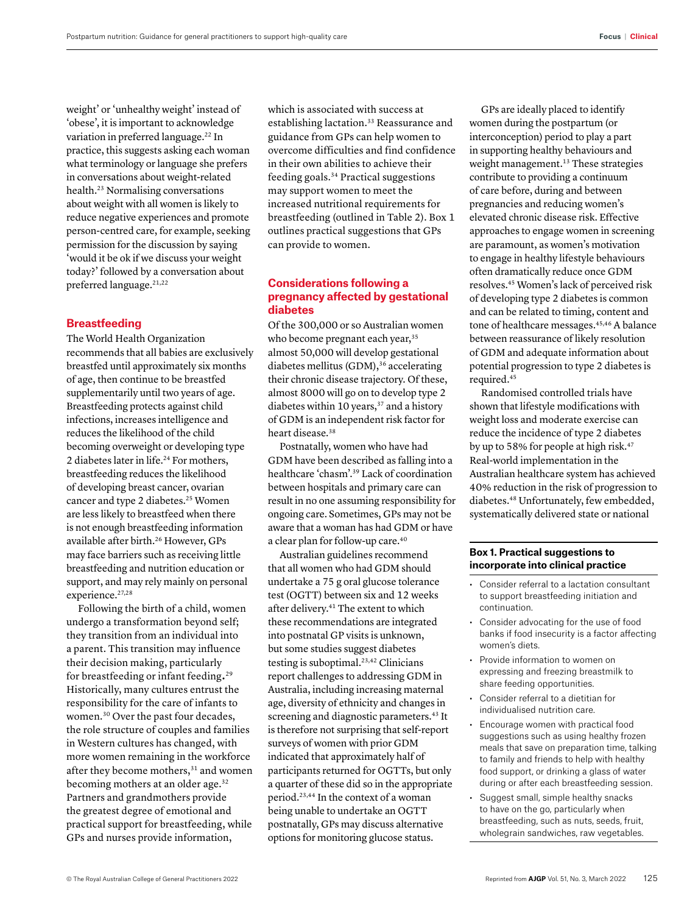weight' or 'unhealthy weight' instead of 'obese', it is important to acknowledge variation in preferred language.[22] In practice, this suggests asking each woman what terminology or language she prefers in conversations about weight-related health.[23] Normalising conversations about weight with all women is likely to reduce negative experiences and promote person-centred care, for example, seeking permission for the discussion by saying 'would it be ok if we discuss your weight today?' followed by a conversation about preferred language.[21,22]

## Breastfeeding

The World Health Organization recommends that all babies are exclusively breastfed until approximately six months of age, then continue to be breastfed supplementarily until two years of age. Breastfeeding protects against child infections, increases intelligence and reduces the likelihood of the child becoming overweight or developing type 2 diabetes later in life.[24] For mothers, breastfeeding reduces the likelihood of developing breast cancer, ovarian cancer and type 2 diabetes.[25] Women are less likely to breastfeed when there is not enough breastfeeding information available after birth.[26] However, GPs may face barriers such as receiving little breastfeeding and nutrition education or support, and may rely mainly on personal experience.[27,28]

Following the birth of a child, women undergo a transformation beyond self; they transition from an individual into a parent. This transition may influence their decision making, particularly for breastfeeding or infant feeding.[29] Historically, many cultures entrust the responsibility for the care of infants to women.[30] Over the past four decades, the role structure of couples and families in Western cultures has changed, with more women remaining in the workforce after they become mothers,[31] and women becoming mothers at an older age.[32] Partners and grandmothers provide the greatest degree of emotional and practical support for breastfeeding, while GPs and nurses provide information, which is associated with success at establishing lactation.[33] Reassurance and guidance from GPs can help women to overcome difficulties and find confidence in their own abilities to achieve their feeding goals.[34] Practical suggestions may support women to meet the increased nutritional requirements for breastfeeding (outlined in Table 2). Box 1 outlines practical suggestions that GPs can provide to women.

## Considerations following a pregnancy affected by gestational diabetes

Of the 300,000 or so Australian women who become pregnant each year,[35] almost 50,000 will develop gestational diabetes mellitus (GDM),[36] accelerating their chronic disease trajectory. Of these, almost 8000 will go on to develop type 2 diabetes within 10 years,[37] and a history of GDM is an independent risk factor for heart disease.[38]

Postnatally, women who have had GDM have been described as falling into a healthcare 'chasm'.[39] Lack of coordination between hospitals and primary care can result in no one assuming responsibility for ongoing care. Sometimes, GPs may not be aware that a woman has had GDM or have a clear plan for follow-up care.[40]

Australian guidelines recommend that all women who had GDM should undertake a 75 g oral glucose tolerance test (OGTT) between six and 12 weeks after delivery.[41] The extent to which these recommendations are integrated into postnatal GP visits is unknown, but some studies suggest diabetes testing is suboptimal.[23,42] Clinicians report challenges to addressing GDM in Australia, including increasing maternal age, diversity of ethnicity and changes in screening and diagnostic parameters.[43] It is therefore not surprising that self-report surveys of women with prior GDM indicated that approximately half of participants returned for OGTTs, but only a quarter of these did so in the appropriate period.[23,44] In the context of a woman being unable to undertake an OGTT postnatally, GPs may discuss alternative options for monitoring glucose status.

GPs are ideally placed to identify women during the postpartum (or interconception) period to play a part in supporting healthy behaviours and weight management.[13] These strategies contribute to providing a continuum of care before, during and between pregnancies and reducing women's elevated chronic disease risk. Effective approaches to engage women in screening are paramount, as women's motivation to engage in healthy lifestyle behaviours often dramatically reduce once GDM resolves.[45] Women's lack of perceived risk of developing type 2 diabetes is common and can be related to timing, content and tone of healthcare messages.[45,46] A balance between reassurance of likely resolution of GDM and adequate information about potential progression to type 2 diabetes is required.[45]

Randomised controlled trials have shown that lifestyle modifications with weight loss and moderate exercise can reduce the incidence of type 2 diabetes by up to 58% for people at high risk.[47] Real-world implementation in the Australian healthcare system has achieved 40% reduction in the risk of progression to diabetes.[48] Unfortunately, few embedded, systematically delivered state or national

### Box 1. Practical suggestions to incorporate into clinical practice

- Consider referral to a lactation consultant to support breastfeeding initiation and continuation.
- Consider advocating for the use of food banks if food insecurity is a factor affecting women's diets.
- Provide information to women on expressing and freezing breastmilk to share feeding opportunities.
- Consider referral to a dietitian for individualised nutrition care.
- Encourage women with practical food suggestions such as using healthy frozen meals that save on preparation time, talking to family and friends to help with healthy food support, or drinking a glass of water during or after each breastfeeding session.
- Suggest small, simple healthy snacks to have on the go, particularly when breastfeeding, such as nuts, seeds, fruit, wholegrain sandwiches, raw vegetables.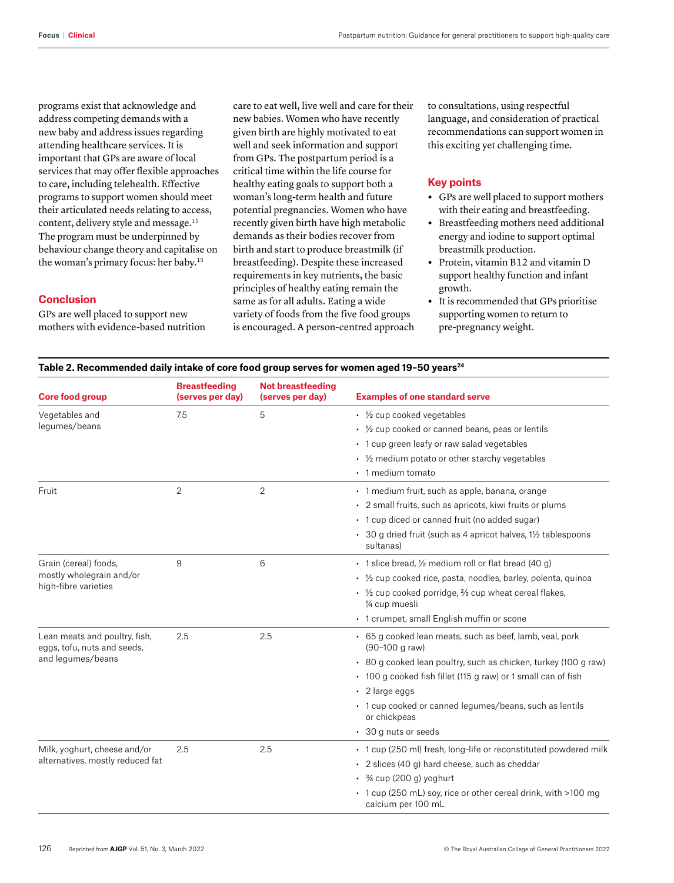programs exist that acknowledge and address competing demands with a new baby and address issues regarding attending healthcare services. It is important that GPs are aware of local services that may offer flexible approaches to care, including telehealth. Effective programs to support women should meet their articulated needs relating to access, content, delivery style and message.[15] The program must be underpinned by behaviour change theory and capitalise on the woman's primary focus: her baby.[15]

## Conclusion

GPs are well placed to support new mothers with evidence-based nutrition care to eat well, live well and care for their new babies. Women who have recently given birth are highly motivated to eat well and seek information and support from GPs. The postpartum period is a critical time within the life course for healthy eating goals to support both a woman's long-term health and future potential pregnancies. Women who have recently given birth have high metabolic demands as their bodies recover from birth and start to produce breastmilk (if breastfeeding). Despite these increased requirements in key nutrients, the basic principles of healthy eating remain the same as for all adults. Eating a wide variety of foods from the five food groups is encouraged. A person-centred approach to consultations, using respectful language, and consideration of practical recommendations can support women in this exciting yet challenging time.

## Key points

- GPs are well placed to support mothers with their eating and breastfeeding.
- Breastfeeding mothers need additional energy and iodine to support optimal breastmilk production.
- Protein, vitamin B12 and vitamin D support healthy function and infant growth.
- It is recommended that GPs prioritise supporting women to return to pre-pregnancy weight.

**Table 2. Recommended daily intake of core food group serves for women aged 19–50 years[24]**

| Core food group | Breastfeeding (serves per day) | Not breastfeeding (serves per day) | Examples of one standard serve |
|---|---|---|---|
| Vegetables and legumes/beans | 7.5 | 5 | • ½ cup cooked vegetables<br>• ½ cup cooked or canned beans, peas or lentils<br>• 1 cup green leafy or raw salad vegetables<br>• ½ medium potato or other starchy vegetables<br>• 1 medium tomato |
| Fruit | 2 | 2 | • 1 medium fruit, such as apple, banana, orange<br>• 2 small fruits, such as apricots, kiwi fruits or plums<br>• 1 cup diced or canned fruit (no added sugar)<br>• 30 g dried fruit (such as 4 apricot halves, 1½ tablespoons sultanas) |
| Grain (cereal) foods, mostly wholegrain and/or high-fibre varieties | 9 | 6 | • 1 slice bread, ½ medium roll or flat bread (40 g)<br>• ½ cup cooked rice, pasta, noodles, barley, polenta, quinoa<br>• ½ cup cooked porridge, ⅔ cup wheat cereal flakes, ¼ cup muesli<br>• 1 crumpet, small English muffin or scone |
| Lean meats and poultry, fish, eggs, tofu, nuts and seeds, and legumes/beans | 2.5 | 2.5 | • 65 g cooked lean meats, such as beef, lamb, veal, pork (90–100 g raw)<br>• 80 g cooked lean poultry, such as chicken, turkey (100 g raw)<br>• 100 g cooked fish fillet (115 g raw) or 1 small can of fish<br>• 2 large eggs<br>• 1 cup cooked or canned legumes/beans, such as lentils or chickpeas<br>• 30 g nuts or seeds |
| Milk, yoghurt, cheese and/or alternatives, mostly reduced fat | 2.5 | 2.5 | • 1 cup (250 ml) fresh, long-life or reconstituted powdered milk<br>• 2 slices (40 g) hard cheese, such as cheddar<br>• ¾ cup (200 g) yoghurt<br>• 1 cup (250 mL) soy, rice or other cereal drink, with >100 mg calcium per 100 mL |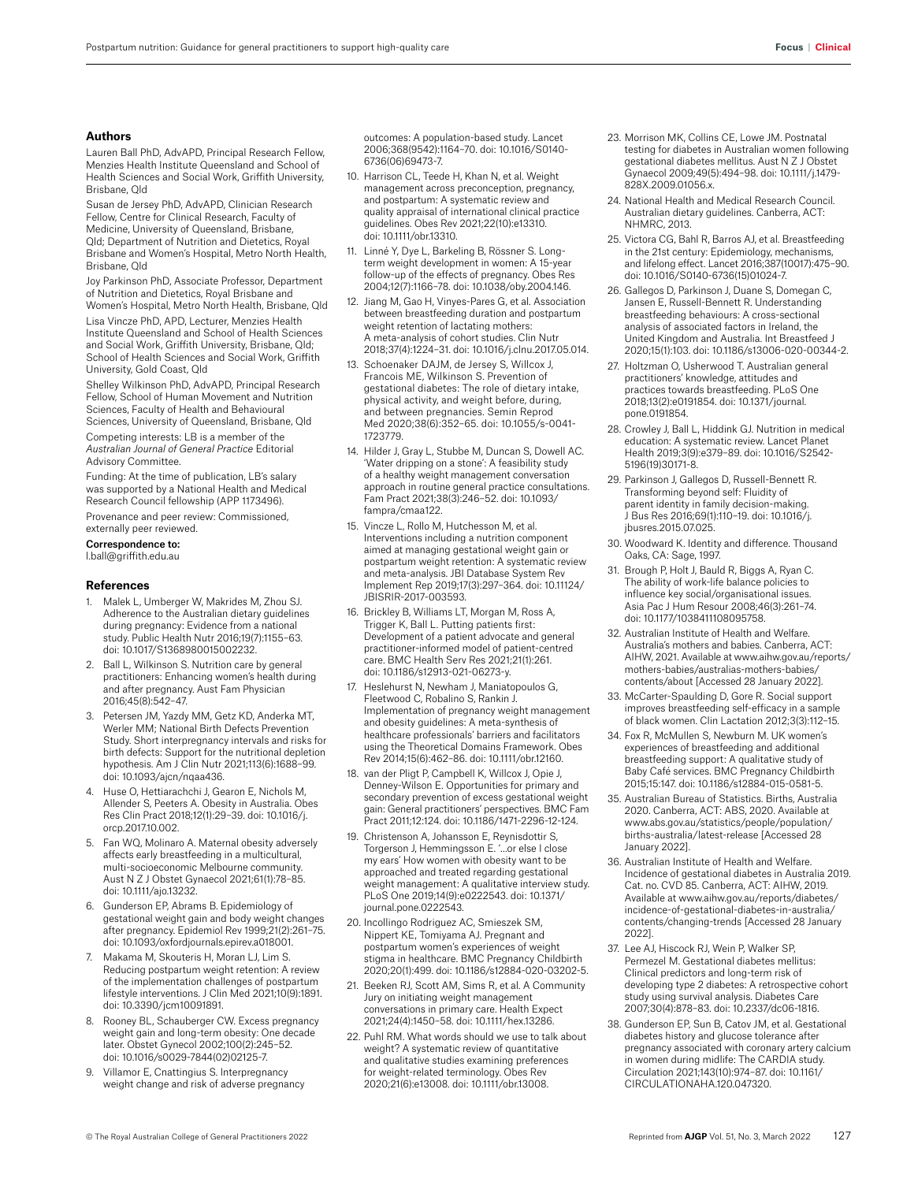## Authors

Lauren Ball PhD, AdvAPD, Principal Research Fellow, Menzies Health Institute Queensland and School of Health Sciences and Social Work, Griffith University, Brisbane, Qld

Susan de Jersey PhD, AdvAPD, Clinician Research Fellow, Centre for Clinical Research, Faculty of Medicine, University of Queensland, Brisbane, Qld; Department of Nutrition and Dietetics, Royal Brisbane and Women's Hospital, Metro North Health, Brisbane, Qld

Joy Parkinson PhD, Associate Professor, Department of Nutrition and Dietetics, Royal Brisbane and Women's Hospital, Metro North Health, Brisbane, Qld

Lisa Vincze PhD, APD, Lecturer, Menzies Health Institute Queensland and School of Health Sciences and Social Work, Griffith University, Brisbane, Qld; School of Health Sciences and Social Work, Griffith University, Gold Coast, Qld

Shelley Wilkinson PhD, AdvAPD, Principal Research Fellow, School of Human Movement and Nutrition Sciences, Faculty of Health and Behavioural Sciences, University of Queensland, Brisbane, Qld

Competing interests: LB is a member of the *Australian Journal of General Practice* Editorial Advisory Committee.

Funding: At the time of publication, LB's salary was supported by a National Health and Medical Research Council fellowship (APP 1173496).

Provenance and peer review: Commissioned, externally peer reviewed.

**Correspondence to:**
l.ball@griffith.edu.au

## References

1. Malek L, Umberger W, Makrides M, Zhou SJ. Adherence to the Australian dietary guidelines during pregnancy: Evidence from a national study. Public Health Nutr 2016;19(7):1155–63. doi: 10.1017/S1368980015002232.
2. Ball L, Wilkinson S. Nutrition care by general practitioners: Enhancing women's health during and after pregnancy. Aust Fam Physician 2016;45(8):542–47.
3. Petersen JM, Yazdy MM, Getz KD, Anderka MT, Werler MM; National Birth Defects Prevention Study. Short interpregnancy intervals and risks for birth defects: Support for the nutritional depletion hypothesis. Am J Clin Nutr 2021;113(6):1688–99. doi: 10.1093/ajcn/nqaa436.
4. Huse O, Hettiarachchi J, Gearon E, Nichols M, Allender S, Peeters A. Obesity in Australia. Obes Res Clin Pract 2018;12(1):29–39. doi: 10.1016/j.orcp.2017.10.002.
5. Fan WQ, Molinaro A. Maternal obesity adversely affects early breastfeeding in a multicultural, multi-socioeconomic Melbourne community. Aust N Z J Obstet Gynaecol 2021;61(1):78–85. doi: 10.1111/ajo.13232.
6. Gunderson EP, Abrams B. Epidemiology of gestational weight gain and body weight changes after pregnancy. Epidemiol Rev 1999;21(2):261–75. doi: 10.1093/oxfordjournals.epirev.a018001.
7. Makama M, Skouteris H, Moran LJ, Lim S. Reducing postpartum weight retention: A review of the implementation challenges of postpartum lifestyle interventions. J Clin Med 2021;10(9):1891. doi: 10.3390/jcm10091891.
8. Rooney BL, Schauberger CW. Excess pregnancy weight gain and long-term obesity: One decade later. Obstet Gynecol 2002;100(2):245–52. doi: 10.1016/s0029-7844(02)02125-7.
9. Villamor E, Cnattingius S. Interpregnancy weight change and risk of adverse pregnancy outcomes: A population-based study. Lancet 2006;368(9542):1164–70. doi: 10.1016/S0140-6736(06)69473-7.
10. Harrison CL, Teede H, Khan N, et al. Weight management across preconception, pregnancy, and postpartum: A systematic review and quality appraisal of international clinical practice guidelines. Obes Rev 2021;22(10):e13310. doi: 10.1111/obr.13310.
11. Linné Y, Dye L, Barkeling B, Rössner S. Long-term weight development in women: A 15-year follow-up of the effects of pregnancy. Obes Res 2004;12(7):1166–78. doi: 10.1038/oby.2004.146.
12. Jiang M, Gao H, Vinyes-Pares G, et al. Association between breastfeeding duration and postpartum weight retention of lactating mothers: A meta-analysis of cohort studies. Clin Nutr 2018;37(4):1224–31. doi: 10.1016/j.clnu.2017.05.014.
13. Schoenaker DAJM, de Jersey S, Willcox J, Francois ME, Wilkinson S. Prevention of gestational diabetes: The role of dietary intake, physical activity, and weight before, during, and between pregnancies. Semin Reprod Med 2020;38(6):352–65. doi: 10.1055/s-0041-1723779.
14. Hilder J, Gray L, Stubbe M, Duncan S, Dowell AC. 'Water dripping on a stone': A feasibility study of a healthy weight management conversation approach in routine general practice consultations. Fam Pract 2021;38(3):246–52. doi: 10.1093/fampra/cmaa122.
15. Vincze L, Rollo M, Hutchesson M, et al. Interventions including a nutrition component aimed at managing gestational weight gain or postpartum weight retention: A systematic review and meta-analysis. JBI Database System Rev Implement Rep 2019;17(3):297–364. doi: 10.11124/JBISRIR-2017-003593.
16. Brickley B, Williams LT, Morgan M, Ross A, Trigger K, Ball L. Putting patients first: Development of a patient advocate and general practitioner-informed model of patient-centred care. BMC Health Serv Res 2021;21(1):261. doi: 10.1186/s12913-021-06273-y.
17. Heslehurst N, Newham J, Maniatopoulos G, Fleetwood C, Robalino S, Rankin J. Implementation of pregnancy weight management and obesity guidelines: A meta-synthesis of healthcare professionals' barriers and facilitators using the Theoretical Domains Framework. Obes Rev 2014;15(6):462–86. doi: 10.1111/obr.12160.
18. van der Pligt P, Campbell K, Willcox J, Opie J, Denney-Wilson E. Opportunities for primary and secondary prevention of excess gestational weight gain: General practitioners' perspectives. BMC Fam Pract 2011;12:124. doi: 10.1186/1471-2296-12-124.
19. Christenson A, Johansson E, Reynisdottir S, Torgerson J, Hemmingsson E. '…or else I close my ears' How women with obesity want to be approached and treated regarding gestational weight management: A qualitative interview study. PLoS One 2019;14(9):e0222543. doi: 10.1371/journal.pone.0222543.
20. Incollingo Rodriguez AC, Smieszek SM, Nippert KE, Tomiyama AJ. Pregnant and postpartum women's experiences of weight stigma in healthcare. BMC Pregnancy Childbirth 2020;20(1):499. doi: 10.1186/s12884-020-03202-5.
21. Beeken RJ, Scott AM, Sims R, et al. A Community Jury on initiating weight management conversations in primary care. Health Expect 2021;24(4):1450–58. doi: 10.1111/hex.13286.
22. Puhl RM. What words should we use to talk about weight? A systematic review of quantitative and qualitative studies examining preferences for weight-related terminology. Obes Rev 2020;21(6):e13008. doi: 10.1111/obr.13008.
23. Morrison MK, Collins CE, Lowe JM. Postnatal testing for diabetes in Australian women following gestational diabetes mellitus. Aust N Z J Obstet Gynaecol 2009;49(5):494–98. doi: 10.1111/j.1479-828X.2009.01056.x.
24. National Health and Medical Research Council. Australian dietary guidelines. Canberra, ACT: NHMRC, 2013.
25. Victora CG, Bahl R, Barros AJ, et al. Breastfeeding in the 21st century: Epidemiology, mechanisms, and lifelong effect. Lancet 2016;387(10017):475–90. doi: 10.1016/S0140-6736(15)01024-7.
26. Gallegos D, Parkinson J, Duane S, Domegan C, Jansen E, Russell-Bennett R. Understanding breastfeeding behaviours: A cross-sectional analysis of associated factors in Ireland, the United Kingdom and Australia. Int Breastfeed J 2020;15(1):103. doi: 10.1186/s13006-020-00344-2.
27. Holtzman O, Usherwood T. Australian general practitioners' knowledge, attitudes and practices towards breastfeeding. PLoS One 2018;13(2):e0191854. doi: 10.1371/journal.pone.0191854.
28. Crowley J, Ball L, Hiddink GJ. Nutrition in medical education: A systematic review. Lancet Planet Health 2019;3(9):e379–89. doi: 10.1016/S2542-5196(19)30171-8.
29. Parkinson J, Gallegos D, Russell-Bennett R. Transforming beyond self: Fluidity of parent identity in family decision-making. J Bus Res 2016;69(1):110–19. doi: 10.1016/j.jbusres.2015.07.025.
30. Woodward K. Identity and difference. Thousand Oaks, CA: Sage, 1997.
31. Brough P, Holt J, Bauld R, Biggs A, Ryan C. The ability of work-life balance policies to influence key social/organisational issues. Asia Pac J Hum Resour 2008;46(3):261–74. doi: 10.1177/1038411108095758.
32. Australian Institute of Health and Welfare. Australia's mothers and babies. Canberra, ACT: AIHW, 2021. Available at www.aihw.gov.au/reports/mothers-babies/australias-mothers-babies/contents/about [Accessed 28 January 2022].
33. McCarter-Spaulding D, Gore R. Social support improves breastfeeding self-efficacy in a sample of black women. Clin Lactation 2012;3(3):112–15.
34. Fox R, McMullen S, Newburn M. UK women's experiences of breastfeeding and additional breastfeeding support: A qualitative study of Baby Café services. BMC Pregnancy Childbirth 2015;15:147. doi: 10.1186/s12884-015-0581-5.
35. Australian Bureau of Statistics. Births, Australia 2020. Canberra, ACT: ABS, 2020. Available at www.abs.gov.au/statistics/people/population/births-australia/latest-release [Accessed 28 January 2022].
36. Australian Institute of Health and Welfare. Incidence of gestational diabetes in Australia 2019. Cat. no. CVD 85. Canberra, ACT: AIHW, 2019. Available at www.aihw.gov.au/reports/diabetes/incidence-of-gestational-diabetes-in-australia/contents/changing-trends [Accessed 28 January 2022].
37. Lee AJ, Hiscock RJ, Wein P, Walker SP, Permezel M. Gestational diabetes mellitus: Clinical predictors and long-term risk of developing type 2 diabetes: A retrospective cohort study using survival analysis. Diabetes Care 2007;30(4):878–83. doi: 10.2337/dc06-1816.
38. Gunderson EP, Sun B, Catov JM, et al. Gestational diabetes history and glucose tolerance after pregnancy associated with coronary artery calcium in women during midlife: The CARDIA study. Circulation 2021;143(10):974–87. doi: 10.1161/CIRCULATIONAHA.120.047320.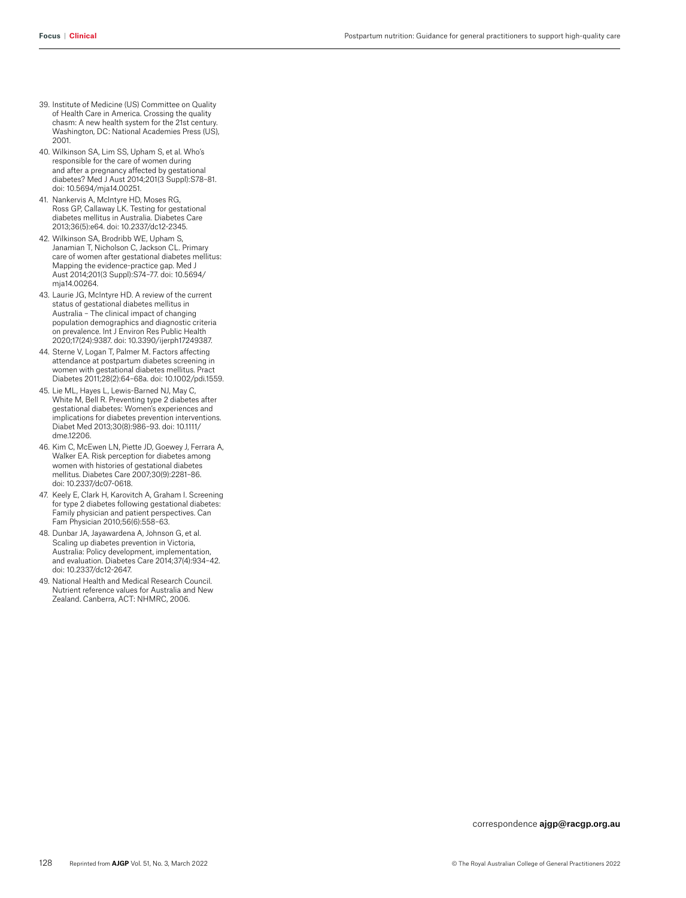39. Institute of Medicine (US) Committee on Quality of Health Care in America. Crossing the quality chasm: A new health system for the 21st century. Washington, DC: National Academies Press (US), 2001.
40. Wilkinson SA, Lim SS, Upham S, et al. Who's responsible for the care of women during and after a pregnancy affected by gestational diabetes? Med J Aust 2014;201(3 Suppl):S78–81. doi: 10.5694/mja14.00251.
41. Nankervis A, McIntyre HD, Moses RG, Ross GP, Callaway LK. Testing for gestational diabetes mellitus in Australia. Diabetes Care 2013;36(5):e64. doi: 10.2337/dc12-2345.
42. Wilkinson SA, Brodribb WE, Upham S, Janamian T, Nicholson C, Jackson CL. Primary care of women after gestational diabetes mellitus: Mapping the evidence-practice gap. Med J Aust 2014;201(3 Suppl):S74–77. doi: 10.5694/mja14.00264.
43. Laurie JG, McIntyre HD. A review of the current status of gestational diabetes mellitus in Australia – The clinical impact of changing population demographics and diagnostic criteria on prevalence. Int J Environ Res Public Health 2020;17(24):9387. doi: 10.3390/ijerph17249387.
44. Sterne V, Logan T, Palmer M. Factors affecting attendance at postpartum diabetes screening in women with gestational diabetes mellitus. Pract Diabetes 2011;28(2):64–68a. doi: 10.1002/pdi.1559.
45. Lie ML, Hayes L, Lewis-Barned NJ, May C, White M, Bell R. Preventing type 2 diabetes after gestational diabetes: Women's experiences and implications for diabetes prevention interventions. Diabet Med 2013;30(8):986–93. doi: 10.1111/dme.12206.
46. Kim C, McEwen LN, Piette JD, Goewey J, Ferrara A, Walker EA. Risk perception for diabetes among women with histories of gestational diabetes mellitus. Diabetes Care 2007;30(9):2281–86. doi: 10.2337/dc07-0618.
47. Keely E, Clark H, Karovitch A, Graham I. Screening for type 2 diabetes following gestational diabetes: Family physician and patient perspectives. Can Fam Physician 2010;56(6):558–63.
48. Dunbar JA, Jayawardena A, Johnson G, et al. Scaling up diabetes prevention in Victoria, Australia: Policy development, implementation, and evaluation. Diabetes Care 2014;37(4):934–42. doi: 10.2337/dc12-2647.
49. National Health and Medical Research Council. Nutrient reference values for Australia and New Zealand. Canberra, ACT: NHMRC, 2006.

correspondence **ajgp@racgp.org.au**